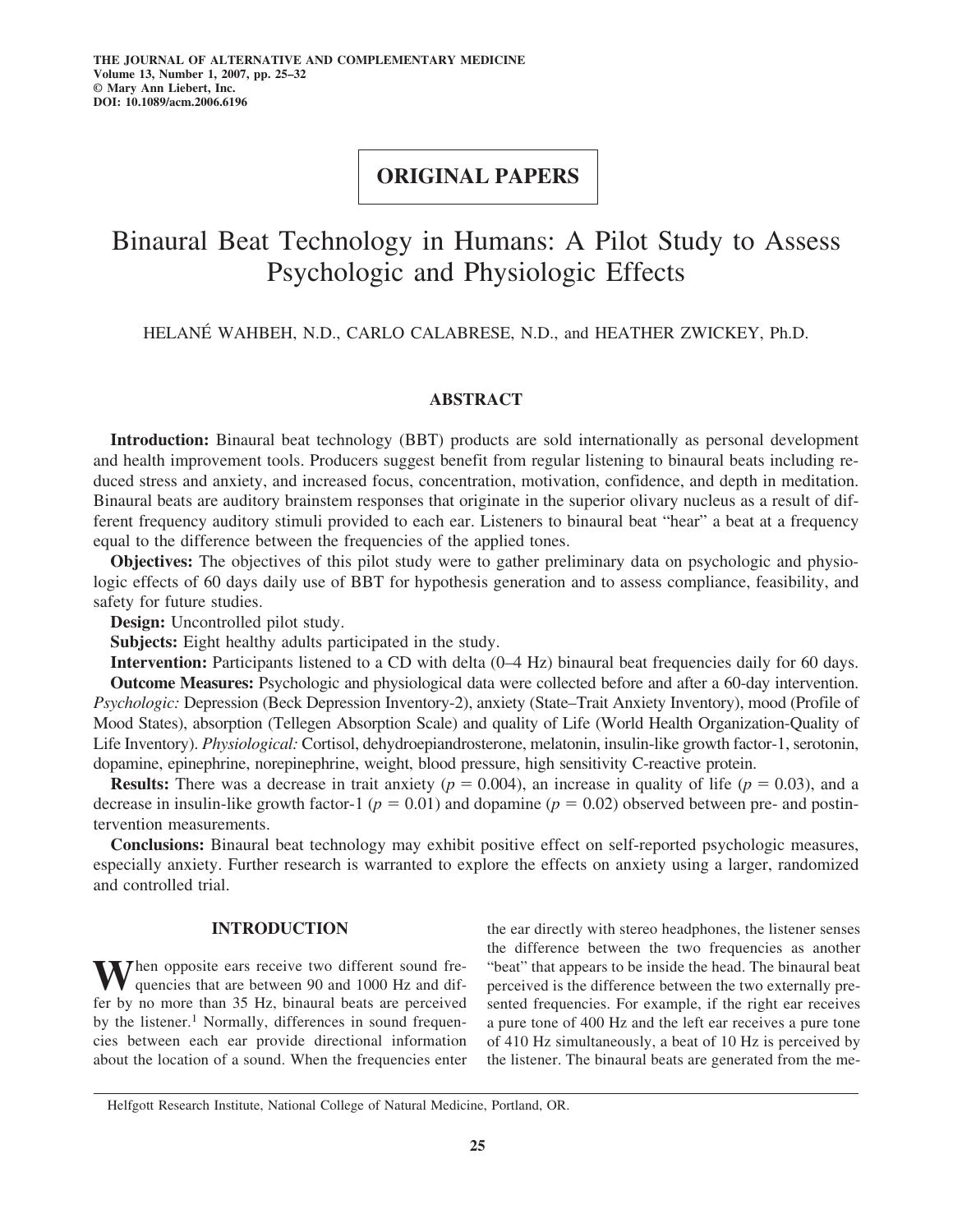THE JOURNAL OF ALTERNATIVE AND COMPLEMENTARY MEDICINE
Volume 13, Number 1, 2007, pp. 25–32
© Mary Ann Liebert, Inc.
DOI: 10.1089/acm.2006.6196

**ORIGINAL PAPERS**

# Binaural Beat Technology in Humans: A Pilot Study to Assess Psychologic and Physiologic Effects

HELANÉ WAHBEH, N.D., CARLO CALABRESE, N.D., and HEATHER ZWICKEY, Ph.D.

## ABSTRACT

**Introduction:** Binaural beat technology (BBT) products are sold internationally as personal development and health improvement tools. Producers suggest benefit from regular listening to binaural beats including reduced stress and anxiety, and increased focus, concentration, motivation, confidence, and depth in meditation. Binaural beats are auditory brainstem responses that originate in the superior olivary nucleus as a result of different frequency auditory stimuli provided to each ear. Listeners to binaural beat "hear" a beat at a frequency equal to the difference between the frequencies of the applied tones.

**Objectives:** The objectives of this pilot study were to gather preliminary data on psychologic and physiologic effects of 60 days daily use of BBT for hypothesis generation and to assess compliance, feasibility, and safety for future studies.

**Design:** Uncontrolled pilot study.

**Subjects:** Eight healthy adults participated in the study.

**Intervention:** Participants listened to a CD with delta (0–4 Hz) binaural beat frequencies daily for 60 days.

**Outcome Measures:** Psychologic and physiological data were collected before and after a 60-day intervention. *Psychologic:* Depression (Beck Depression Inventory-2), anxiety (State–Trait Anxiety Inventory), mood (Profile of Mood States), absorption (Tellegen Absorption Scale) and quality of Life (World Health Organization-Quality of Life Inventory). *Physiological:* Cortisol, dehydroepiandrosterone, melatonin, insulin-like growth factor-1, serotonin, dopamine, epinephrine, norepinephrine, weight, blood pressure, high sensitivity C-reactive protein.

**Results:** There was a decrease in trait anxiety ($p = 0.004$), an increase in quality of life ($p = 0.03$), and a decrease in insulin-like growth factor-1 ($p = 0.01$) and dopamine ($p = 0.02$) observed between pre- and postintervention measurements.

**Conclusions:** Binaural beat technology may exhibit positive effect on self-reported psychologic measures, especially anxiety. Further research is warranted to explore the effects on anxiety using a larger, randomized and controlled trial.

## INTRODUCTION

When opposite ears receive two different sound frequencies that are between 90 and 1000 Hz and differ by no more than 35 Hz, binaural beats are perceived by the listener.[1] Normally, differences in sound frequencies between each ear provide directional information about the location of a sound. When the frequencies enter the ear directly with stereo headphones, the listener senses the difference between the two frequencies as another "beat" that appears to be inside the head. The binaural beat perceived is the difference between the two externally presented frequencies. For example, if the right ear receives a pure tone of 400 Hz and the left ear receives a pure tone of 410 Hz simultaneously, a beat of 10 Hz is perceived by the listener. The binaural beats are generated from the me-

Helfgott Research Institute, National College of Natural Medicine, Portland, OR.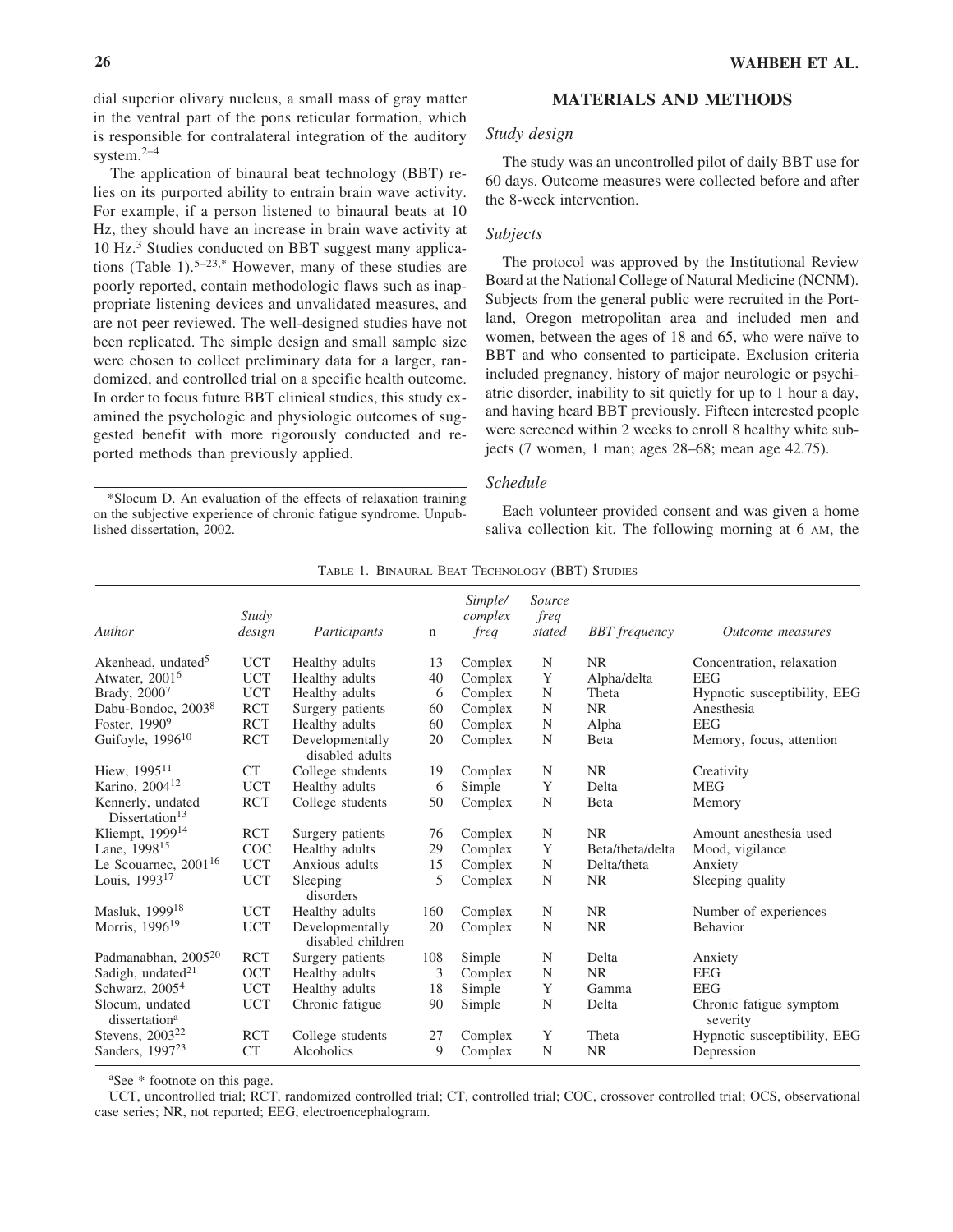dial superior olivary nucleus, a small mass of gray matter in the ventral part of the pons reticular formation, which is responsible for contralateral integration of the auditory system.[2–4]

The application of binaural beat technology (BBT) relies on its purported ability to entrain brain wave activity. For example, if a person listened to binaural beats at 10 Hz, they should have an increase in brain wave activity at 10 Hz.[3] Studies conducted on BBT suggest many applications (Table 1).[5–23,*] However, many of these studies are poorly reported, contain methodologic flaws such as inappropriate listening devices and unvalidated measures, and are not peer reviewed. The well-designed studies have not been replicated. The simple design and small sample size were chosen to collect preliminary data for a larger, randomized, and controlled trial on a specific health outcome. In order to focus future BBT clinical studies, this study examined the psychologic and physiologic outcomes of suggested benefit with more rigorously conducted and reported methods than previously applied.

*Slocum D. An evaluation of the effects of relaxation training on the subjective experience of chronic fatigue syndrome. Unpublished dissertation, 2002.

## MATERIALS AND METHODS

### *Study design*

The study was an uncontrolled pilot of daily BBT use for 60 days. Outcome measures were collected before and after the 8-week intervention.

### *Subjects*

The protocol was approved by the Institutional Review Board at the National College of Natural Medicine (NCNM). Subjects from the general public were recruited in the Portland, Oregon metropolitan area and included men and women, between the ages of 18 and 65, who were naïve to BBT and who consented to participate. Exclusion criteria included pregnancy, history of major neurologic or psychiatric disorder, inability to sit quietly for up to 1 hour a day, and having heard BBT previously. Fifteen interested people were screened within 2 weeks to enroll 8 healthy white subjects (7 women, 1 man; ages 28–68; mean age 42.75).

### *Schedule*

Each volunteer provided consent and was given a home saliva collection kit. The following morning at 6 AM, the

TABLE 1. BINAURAL BEAT TECHNOLOGY (BBT) STUDIES

| *Author* | *Study design* | *Participants* | n | *Simple/ complex freq* | *Source freq stated* | *BBT frequency* | *Outcome measures* |
|---|---|---|---|---|---|---|---|
| Akenhead, undated[5] | UCT | Healthy adults | 13 | Complex | N | NR | Concentration, relaxation |
| Atwater, 2001[6] | UCT | Healthy adults | 40 | Complex | Y | Alpha/delta | EEG |
| Brady, 2000[7] | UCT | Healthy adults | 6 | Complex | N | Theta | Hypnotic susceptibility, EEG |
| Dabu-Bondoc, 2003[8] | RCT | Surgery patients | 60 | Complex | N | NR | Anesthesia |
| Foster, 1990[9] | RCT | Healthy adults | 60 | Complex | N | Alpha | EEG |
| Guifoyle, 1996[10] | RCT | Developmentally disabled adults | 20 | Complex | N | Beta | Memory, focus, attention |
| Hiew, 1995[11] | CT | College students | 19 | Complex | N | NR | Creativity |
| Karino, 2004[12] | UCT | Healthy adults | 6 | Simple | Y | Delta | MEG |
| Kennerly, undated Dissertation[13] | RCT | College students | 50 | Complex | N | Beta | Memory |
| Kliempt, 1999[14] | RCT | Surgery patients | 76 | Complex | N | NR | Amount anesthesia used |
| Lane, 1998[15] | COC | Healthy adults | 29 | Complex | Y | Beta/theta/delta | Mood, vigilance |
| Le Scouarnec, 2001[16] | UCT | Anxious adults | 15 | Complex | N | Delta/theta | Anxiety |
| Louis, 1993[17] | UCT | Sleeping disorders | 5 | Complex | N | NR | Sleeping quality |
| Masluk, 1999[18] | UCT | Healthy adults | 160 | Complex | N | NR | Number of experiences |
| Morris, 1996[19] | UCT | Developmentally disabled children | 20 | Complex | N | NR | Behavior |
| Padmanabhan, 2005[20] | RCT | Surgery patients | 108 | Simple | N | Delta | Anxiety |
| Sadigh, undated[21] | OCT | Healthy adults | 3 | Complex | N | NR | EEG |
| Schwarz, 2005[4] | UCT | Healthy adults | 18 | Simple | Y | Gamma | EEG |
| Slocum, undated dissertation[a] | UCT | Chronic fatigue | 90 | Simple | N | Delta | Chronic fatigue symptom severity |
| Stevens, 2003[22] | RCT | College students | 27 | Complex | Y | Theta | Hypnotic susceptibility, EEG |
| Sanders, 1997[23] | CT | Alcoholics | 9 | Complex | N | NR | Depression |

[a]See * footnote on this page.

UCT, uncontrolled trial; RCT, randomized controlled trial; CT, controlled trial; COC, crossover controlled trial; OCS, observational case series; NR, not reported; EEG, electroencephalogram.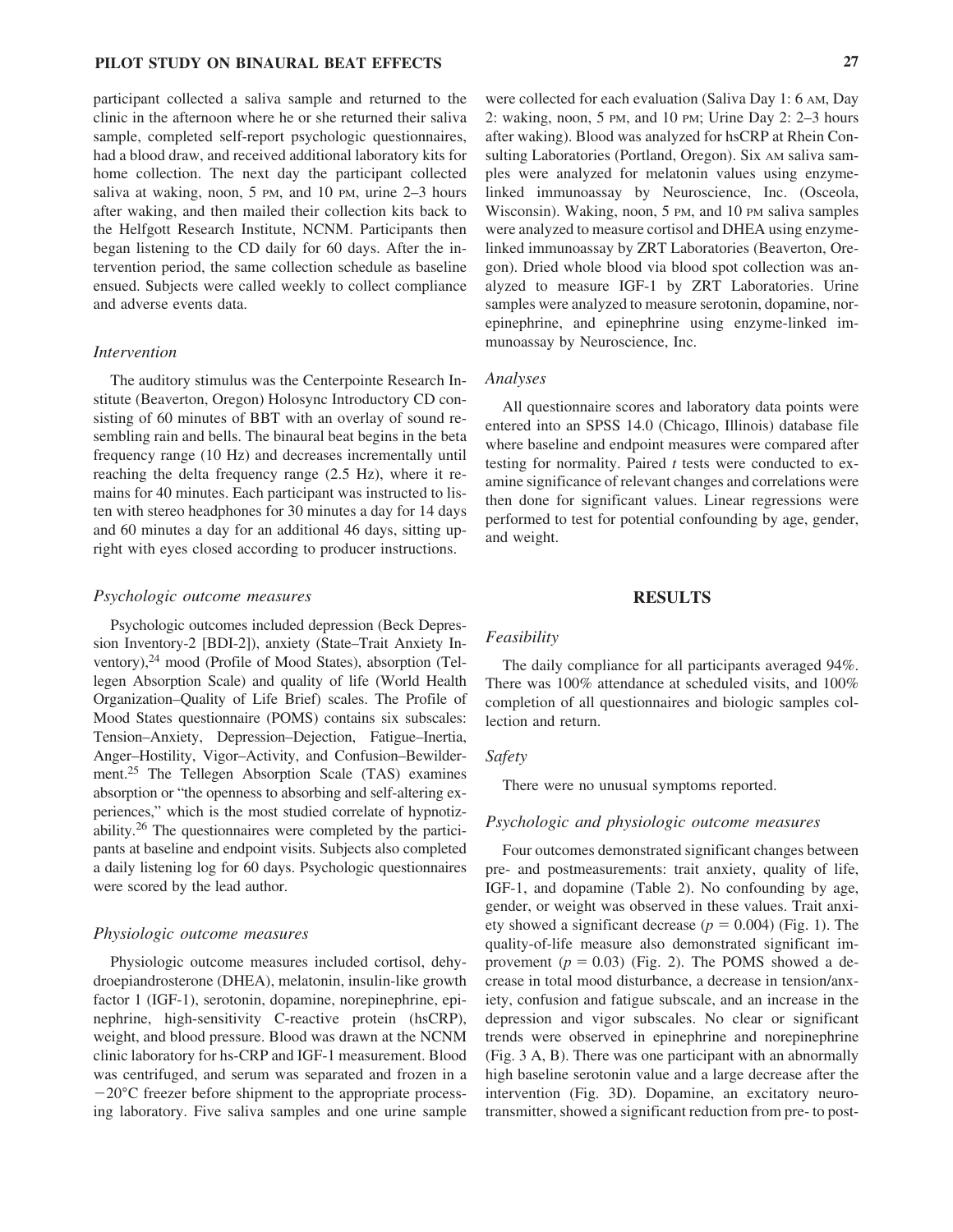participant collected a saliva sample and returned to the clinic in the afternoon where he or she returned their saliva sample, completed self-report psychologic questionnaires, had a blood draw, and received additional laboratory kits for home collection. The next day the participant collected saliva at waking, noon, 5 PM, and 10 PM, urine 2–3 hours after waking, and then mailed their collection kits back to the Helfgott Research Institute, NCNM. Participants then began listening to the CD daily for 60 days. After the intervention period, the same collection schedule as baseline ensued. Subjects were called weekly to collect compliance and adverse events data.

### *Intervention*

The auditory stimulus was the Centerpointe Research Institute (Beaverton, Oregon) Holosync Introductory CD consisting of 60 minutes of BBT with an overlay of sound resembling rain and bells. The binaural beat begins in the beta frequency range (10 Hz) and decreases incrementally until reaching the delta frequency range (2.5 Hz), where it remains for 40 minutes. Each participant was instructed to listen with stereo headphones for 30 minutes a day for 14 days and 60 minutes a day for an additional 46 days, sitting upright with eyes closed according to producer instructions.

### *Psychologic outcome measures*

Psychologic outcomes included depression (Beck Depression Inventory-2 [BDI-2]), anxiety (State–Trait Anxiety Inventory),[24] mood (Profile of Mood States), absorption (Tellegen Absorption Scale) and quality of life (World Health Organization–Quality of Life Brief) scales. The Profile of Mood States questionnaire (POMS) contains six subscales: Tension–Anxiety, Depression–Dejection, Fatigue–Inertia, Anger–Hostility, Vigor–Activity, and Confusion–Bewilderment.[25] The Tellegen Absorption Scale (TAS) examines absorption or "the openness to absorbing and self-altering experiences," which is the most studied correlate of hypnotizability.[26] The questionnaires were completed by the participants at baseline and endpoint visits. Subjects also completed a daily listening log for 60 days. Psychologic questionnaires were scored by the lead author.

### *Physiologic outcome measures*

Physiologic outcome measures included cortisol, dehydroepiandrosterone (DHEA), melatonin, insulin-like growth factor 1 (IGF-1), serotonin, dopamine, norepinephrine, epinephrine, high-sensitivity C-reactive protein (hsCRP), weight, and blood pressure. Blood was drawn at the NCNM clinic laboratory for hs-CRP and IGF-1 measurement. Blood was centrifuged, and serum was separated and frozen in a $-20$°C freezer before shipment to the appropriate processing laboratory. Five saliva samples and one urine sample were collected for each evaluation (Saliva Day 1: 6 AM, Day 2: waking, noon, 5 PM, and 10 PM; Urine Day 2: 2–3 hours after waking). Blood was analyzed for hsCRP at Rhein Consulting Laboratories (Portland, Oregon). Six AM saliva samples were analyzed for melatonin values using enzyme-linked immunoassay by Neuroscience, Inc. (Osceola, Wisconsin). Waking, noon, 5 PM, and 10 PM saliva samples were analyzed to measure cortisol and DHEA using enzyme-linked immunoassay by ZRT Laboratories (Beaverton, Oregon). Dried whole blood via blood spot collection was analyzed to measure IGF-1 by ZRT Laboratories. Urine samples were analyzed to measure serotonin, dopamine, norepinephrine, and epinephrine using enzyme-linked immunoassay by Neuroscience, Inc.

### *Analyses*

All questionnaire scores and laboratory data points were entered into an SPSS 14.0 (Chicago, Illinois) database file where baseline and endpoint measures were compared after testing for normality. Paired *t* tests were conducted to examine significance of relevant changes and correlations were then done for significant values. Linear regressions were performed to test for potential confounding by age, gender, and weight.

## RESULTS

### *Feasibility*

The daily compliance for all participants averaged 94%. There was 100% attendance at scheduled visits, and 100% completion of all questionnaires and biologic samples collection and return.

### *Safety*

There were no unusual symptoms reported.

### *Psychologic and physiologic outcome measures*

Four outcomes demonstrated significant changes between pre- and postmeasurements: trait anxiety, quality of life, IGF-1, and dopamine (Table 2). No confounding by age, gender, or weight was observed in these values. Trait anxiety showed a significant decrease ($p = 0.004$) (Fig. 1). The quality-of-life measure also demonstrated significant improvement ($p = 0.03$) (Fig. 2). The POMS showed a decrease in total mood disturbance, a decrease in tension/anxiety, confusion and fatigue subscale, and an increase in the depression and vigor subscales. No clear or significant trends were observed in epinephrine and norepinephrine (Fig. 3 A, B). There was one participant with an abnormally high baseline serotonin value and a large decrease after the intervention (Fig. 3D). Dopamine, an excitatory neurotransmitter, showed a significant reduction from pre- to post-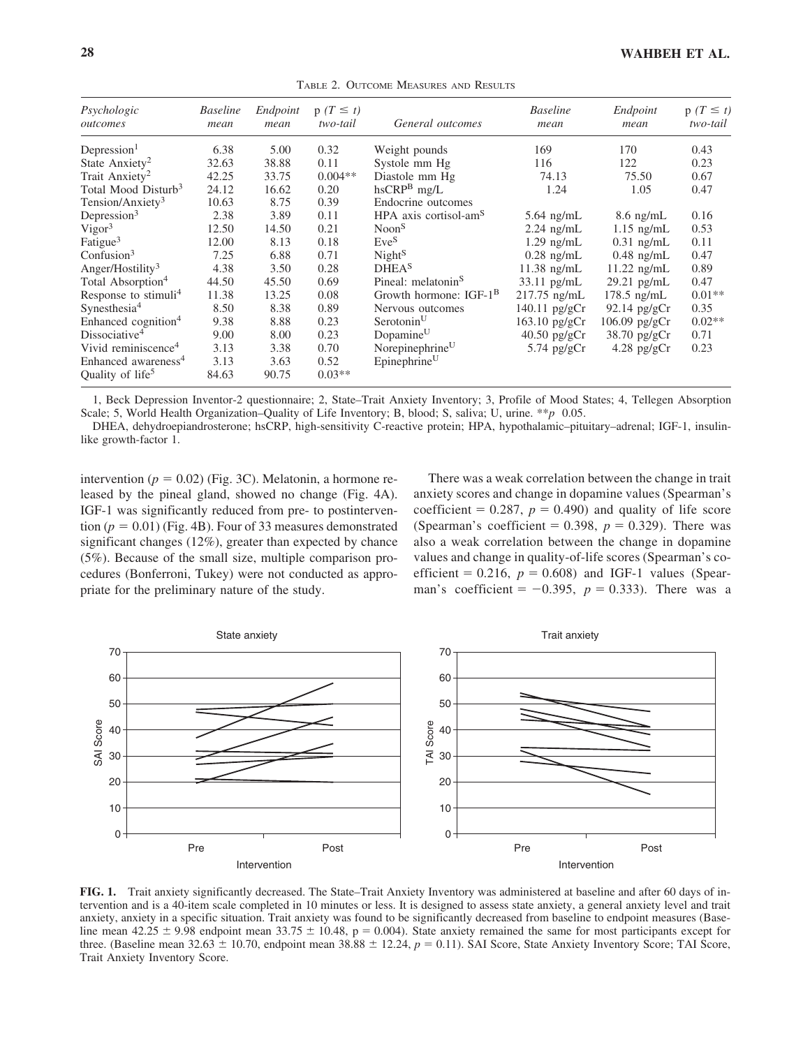Table 2. Outcome Measures and Results

| *Psychologic outcomes* | *Baseline mean* | *Endpoint mean* | *p (T ≤ t) two-tail* | *General outcomes* | *Baseline mean* | *Endpoint mean* | *p (T ≤ t) two-tail* |
|---|---|---|---|---|---|---|---|
| Depression[1] | 6.38 | 5.00 | 0.32 | Weight pounds | 169 | 170 | 0.43 |
| State Anxiety[2] | 32.63 | 38.88 | 0.11 | Systole mm Hg | 116 | 122 | 0.23 |
| Trait Anxiety[2] | 42.25 | 33.75 | 0.004** | Diastole mm Hg | 74.13 | 75.50 | 0.67 |
| Total Mood Disturb[3] | 24.12 | 16.62 | 0.20 | hsCRP[B] mg/L | 1.24 | 1.05 | 0.47 |
| Tension/Anxiety[3] | 10.63 | 8.75 | 0.39 | Endocrine outcomes | | | |
| Depression[3] | 2.38 | 3.89 | 0.11 | HPA axis cortisol-am[S] | 5.64 ng/mL | 8.6 ng/mL | 0.16 |
| Vigor[3] | 12.50 | 14.50 | 0.21 | Noon[S] | 2.24 ng/mL | 1.15 ng/mL | 0.53 |
| Fatigue[3] | 12.00 | 8.13 | 0.18 | Eve[S] | 1.29 ng/mL | 0.31 ng/mL | 0.11 |
| Confusion[3] | 7.25 | 6.88 | 0.71 | Night[S] | 0.28 ng/mL | 0.48 ng/mL | 0.47 |
| Anger/Hostility[3] | 4.38 | 3.50 | 0.28 | DHEA[S] | 11.38 ng/mL | 11.22 ng/mL | 0.89 |
| Total Absorption[4] | 44.50 | 45.50 | 0.69 | Pineal: melatonin[S] | 33.11 pg/mL | 29.21 pg/mL | 0.47 |
| Response to stimuli[4] | 11.38 | 13.25 | 0.08 | Growth hormone: IGF-1[B] | 217.75 ng/mL | 178.5 ng/mL | 0.01** |
| Synesthesia[4] | 8.50 | 8.38 | 0.89 | Nervous outcomes | 140.11 pg/gCr | 92.14 pg/gCr | 0.35 |
| Enhanced cognition[4] | 9.38 | 8.88 | 0.23 | Serotonin[U] | 163.10 pg/gCr | 106.09 pg/gCr | 0.02** |
| Dissociative[4] | 9.00 | 8.00 | 0.23 | Dopamine[U] | 40.50 pg/gCr | 38.70 pg/gCr | 0.71 |
| Vivid reminiscence[4] | 3.13 | 3.38 | 0.70 | Norepinephrine[U] | 5.74 pg/gCr | 4.28 pg/gCr | 0.23 |
| Enhanced awareness[4] | 3.13 | 3.63 | 0.52 | Epinephrine[U] | | | |
| Quality of life[5] | 84.63 | 90.75 | 0.03** | | | | |

1, Beck Depression Inventor-2 questionnaire; 2, State–Trait Anxiety Inventory; 3, Profile of Mood States; 4, Tellegen Absorption Scale; 5, World Health Organization–Quality of Life Inventory; B, blood; S, saliva; U, urine. $^{**}p$ 0.05.

DHEA, dehydroepiandrosterone; hsCRP, high-sensitivity C-reactive protein; HPA, hypothalamic–pituitary–adrenal; IGF-1, insulin-like growth-factor 1.

intervention ($p = 0.02$) (Fig. 3C). Melatonin, a hormone released by the pineal gland, showed no change (Fig. 4A). IGF-1 was significantly reduced from pre- to postintervention ($p = 0.01$) (Fig. 4B). Four of 33 measures demonstrated significant changes (12%), greater than expected by chance (5%). Because of the small size, multiple comparison procedures (Bonferroni, Tukey) were not conducted as appropriate for the preliminary nature of the study.

There was a weak correlation between the change in trait anxiety scores and change in dopamine values (Spearman's coefficient = 0.287, $p = 0.490$) and quality of life score (Spearman's coefficient = 0.398, $p = 0.329$). There was also a weak correlation between the change in dopamine values and change in quality-of-life scores (Spearman's coefficient = 0.216, $p = 0.608$) and IGF-1 values (Spearman's coefficient = −0.395, $p = 0.333$). There was a

**FIG. 1.** Trait anxiety significantly decreased. The State–Trait Anxiety Inventory was administered at baseline and after 60 days of intervention and is a 40-item scale completed in 10 minutes or less. It is designed to assess state anxiety, a general anxiety level and trait anxiety, anxiety in a specific situation. Trait anxiety was found to be significantly decreased from baseline to endpoint measures (Baseline mean 42.25 ± 9.98 endpoint mean 33.75 ± 10.48, p = 0.004). State anxiety remained the same for most participants except for three. (Baseline mean 32.63 ± 10.70, endpoint mean 38.88 ± 12.24, $p = 0.11$). SAI Score, State Anxiety Inventory Score; TAI Score, Trait Anxiety Inventory Score.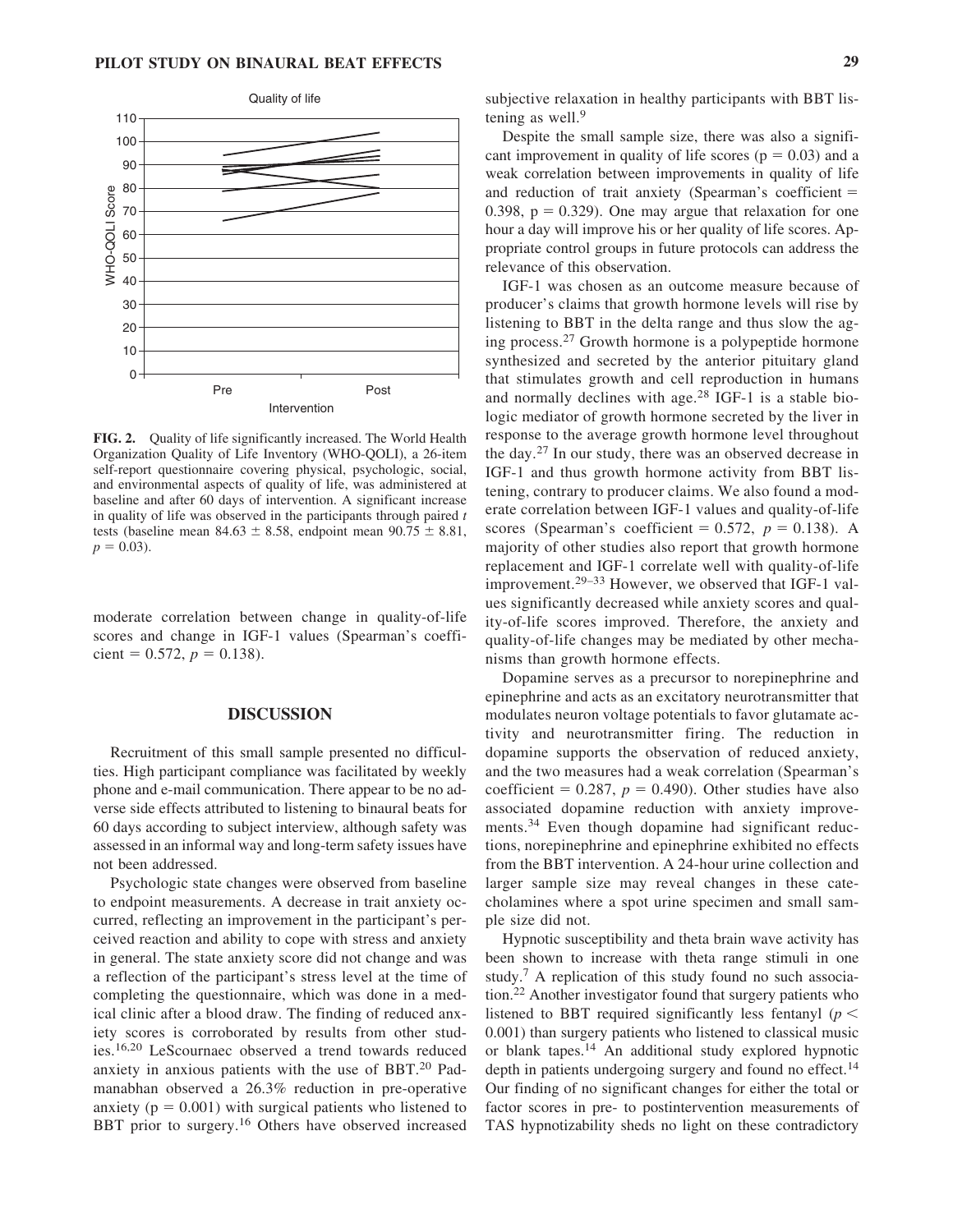**FIG. 2.** Quality of life significantly increased. The World Health Organization Quality of Life Inventory (WHO-QOLI), a 26-item self-report questionnaire covering physical, psychologic, social, and environmental aspects of quality of life, was administered at baseline and after 60 days of intervention. A significant increase in quality of life was observed in the participants through paired $t$ tests (baseline mean $84.63 \pm 8.58$, endpoint mean $90.75 \pm 8.81$, $p = 0.03$).

moderate correlation between change in quality-of-life scores and change in IGF-1 values (Spearman's coefficient = 0.572, $p = 0.138$).

## DISCUSSION

Recruitment of this small sample presented no difficulties. High participant compliance was facilitated by weekly phone and e-mail communication. There appear to be no adverse side effects attributed to listening to binaural beats for 60 days according to subject interview, although safety was assessed in an informal way and long-term safety issues have not been addressed.

Psychologic state changes were observed from baseline to endpoint measurements. A decrease in trait anxiety occurred, reflecting an improvement in the participant's perceived reaction and ability to cope with stress and anxiety in general. The state anxiety score did not change and was a reflection of the participant's stress level at the time of completing the questionnaire, which was done in a medical clinic after a blood draw. The finding of reduced anxiety scores is corroborated by results from other studies.[16,20] LeScournaec observed a trend towards reduced anxiety in anxious patients with the use of BBT.[20] Padmanabhan observed a 26.3% reduction in pre-operative anxiety ($p = 0.001$) with surgical patients who listened to BBT prior to surgery.[16] Others have observed increased subjective relaxation in healthy participants with BBT listening as well.[9]

Despite the small sample size, there was also a significant improvement in quality of life scores ($p = 0.03$) and a weak correlation between improvements in quality of life and reduction of trait anxiety (Spearman's coefficient = 0.398, $p = 0.329$). One may argue that relaxation for one hour a day will improve his or her quality of life scores. Appropriate control groups in future protocols can address the relevance of this observation.

IGF-1 was chosen as an outcome measure because of producer's claims that growth hormone levels will rise by listening to BBT in the delta range and thus slow the aging process.[27] Growth hormone is a polypeptide hormone synthesized and secreted by the anterior pituitary gland that stimulates growth and cell reproduction in humans and normally declines with age.[28] IGF-1 is a stable biologic mediator of growth hormone secreted by the liver in response to the average growth hormone level throughout the day.[27] In our study, there was an observed decrease in IGF-1 and thus growth hormone activity from BBT listening, contrary to producer claims. We also found a moderate correlation between IGF-1 values and quality-of-life scores (Spearman's coefficient = 0.572, $p = 0.138$). A majority of other studies also report that growth hormone replacement and IGF-1 correlate well with quality-of-life improvement.[29–33] However, we observed that IGF-1 values significantly decreased while anxiety scores and quality-of-life scores improved. Therefore, the anxiety and quality-of-life changes may be mediated by other mechanisms than growth hormone effects.

Dopamine serves as a precursor to norepinephrine and epinephrine and acts as an excitatory neurotransmitter that modulates neuron voltage potentials to favor glutamate activity and neurotransmitter firing. The reduction in dopamine supports the observation of reduced anxiety, and the two measures had a weak correlation (Spearman's coefficient = 0.287, $p = 0.490$). Other studies have also associated dopamine reduction with anxiety improvements.[34] Even though dopamine had significant reductions, norepinephrine and epinephrine exhibited no effects from the BBT intervention. A 24-hour urine collection and larger sample size may reveal changes in these catecholamines where a spot urine specimen and small sample size did not.

Hypnotic susceptibility and theta brain wave activity has been shown to increase with theta range stimuli in one study.[7] A replication of this study found no such association.[22] Another investigator found that surgery patients who listened to BBT required significantly less fentanyl ($p < 0.001$) than surgery patients who listened to classical music or blank tapes.[14] An additional study explored hypnotic depth in patients undergoing surgery and found no effect.[14] Our finding of no significant changes for either the total or factor scores in pre- to postintervention measurements of TAS hypnotizability sheds no light on these contradictory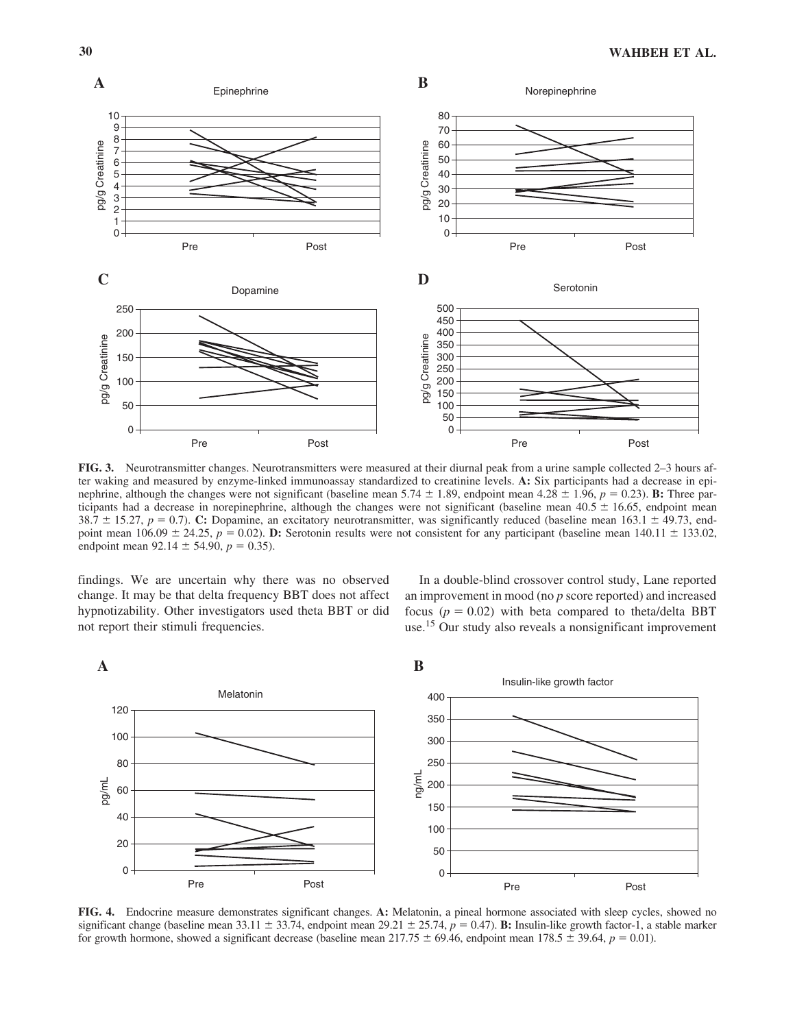**FIG. 3.** Neurotransmitter changes. Neurotransmitters were measured at their diurnal peak from a urine sample collected 2–3 hours after waking and measured by enzyme-linked immunoassay standardized to creatinine levels. **A:** Six participants had a decrease in epinephrine, although the changes were not significant (baseline mean 5.74 ± 1.89, endpoint mean 4.28 ± 1.96, $p = 0.23$). **B:** Three participants had a decrease in norepinephrine, although the changes were not significant (baseline mean 40.5 ± 16.65, endpoint mean 38.7 ± 15.27, $p = 0.7$). **C:** Dopamine, an excitatory neurotransmitter, was significantly reduced (baseline mean 163.1 ± 49.73, endpoint mean 106.09 ± 24.25, $p = 0.02$). **D:** Serotonin results were not consistent for any participant (baseline mean 140.11 ± 133.02, endpoint mean 92.14 ± 54.90, $p = 0.35$).

findings. We are uncertain why there was no observed change. It may be that delta frequency BBT does not affect hypnotizability. Other investigators used theta BBT or did not report their stimuli frequencies.

In a double-blind crossover control study, Lane reported an improvement in mood (no *p* score reported) and increased focus ($p = 0.02$) with beta compared to theta/delta BBT use.[15] Our study also reveals a nonsignificant improvement

**FIG. 4.** Endocrine measure demonstrates significant changes. **A:** Melatonin, a pineal hormone associated with sleep cycles, showed no significant change (baseline mean 33.11 ± 33.74, endpoint mean 29.21 ± 25.74, $p = 0.47$). **B:** Insulin-like growth factor-1, a stable marker for growth hormone, showed a significant decrease (baseline mean 217.75 ± 69.46, endpoint mean 178.5 ± 39.64, $p = 0.01$).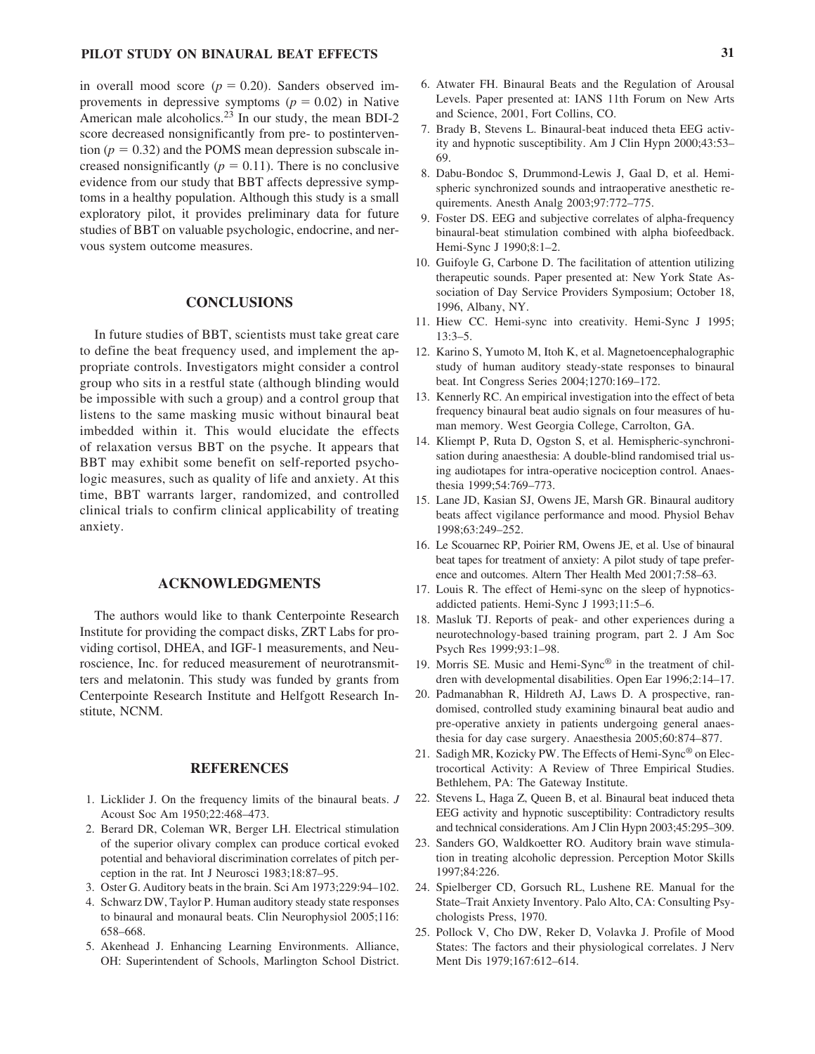in overall mood score ($p = 0.20$). Sanders observed improvements in depressive symptoms ($p = 0.02$) in Native American male alcoholics.[23] In our study, the mean BDI-2 score decreased nonsignificantly from pre- to postintervention ($p = 0.32$) and the POMS mean depression subscale increased nonsignificantly ($p = 0.11$). There is no conclusive evidence from our study that BBT affects depressive symptoms in a healthy population. Although this study is a small exploratory pilot, it provides preliminary data for future studies of BBT on valuable psychologic, endocrine, and nervous system outcome measures.

## CONCLUSIONS

In future studies of BBT, scientists must take great care to define the beat frequency used, and implement the appropriate controls. Investigators might consider a control group who sits in a restful state (although blinding would be impossible with such a group) and a control group that listens to the same masking music without binaural beat imbedded within it. This would elucidate the effects of relaxation versus BBT on the psyche. It appears that BBT may exhibit some benefit on self-reported psychologic measures, such as quality of life and anxiety. At this time, BBT warrants larger, randomized, and controlled clinical trials to confirm clinical applicability of treating anxiety.

## ACKNOWLEDGMENTS

The authors would like to thank Centerpointe Research Institute for providing the compact disks, ZRT Labs for providing cortisol, DHEA, and IGF-1 measurements, and Neuroscience, Inc. for reduced measurement of neurotransmitters and melatonin. This study was funded by grants from Centerpointe Research Institute and Helfgott Research Institute, NCNM.

## REFERENCES

1. Licklider J. On the frequency limits of the binaural beats. *J* Acoust Soc Am 1950;22:468–473.
2. Berard DR, Coleman WR, Berger LH. Electrical stimulation of the superior olivary complex can produce cortical evoked potential and behavioral discrimination correlates of pitch perception in the rat. Int J Neurosci 1983;18:87–95.
3. Oster G. Auditory beats in the brain. Sci Am 1973;229:94–102.
4. Schwarz DW, Taylor P. Human auditory steady state responses to binaural and monaural beats. Clin Neurophysiol 2005;116: 658–668.
5. Akenhead J. Enhancing Learning Environments. Alliance, OH: Superintendent of Schools, Marlington School District.
6. Atwater FH. Binaural Beats and the Regulation of Arousal Levels. Paper presented at: IANS 11th Forum on New Arts and Science, 2001, Fort Collins, CO.
7. Brady B, Stevens L. Binaural-beat induced theta EEG activity and hypnotic susceptibility. Am J Clin Hypn 2000;43:53–69.
8. Dabu-Bondoc S, Drummond-Lewis J, Gaal D, et al. Hemispheric synchronized sounds and intraoperative anesthetic requirements. Anesth Analg 2003;97:772–775.
9. Foster DS. EEG and subjective correlates of alpha-frequency binaural-beat stimulation combined with alpha biofeedback. Hemi-Sync J 1990;8:1–2.
10. Guifoyle G, Carbone D. The facilitation of attention utilizing therapeutic sounds. Paper presented at: New York State Association of Day Service Providers Symposium; October 18, 1996, Albany, NY.
11. Hiew CC. Hemi-sync into creativity. Hemi-Sync J 1995; 13:3–5.
12. Karino S, Yumoto M, Itoh K, et al. Magnetoencephalographic study of human auditory steady-state responses to binaural beat. Int Congress Series 2004;1270:169–172.
13. Kennerly RC. An empirical investigation into the effect of beta frequency binaural beat audio signals on four measures of human memory. West Georgia College, Carrolton, GA.
14. Kliempt P, Ruta D, Ogston S, et al. Hemispheric-synchronisation during anaesthesia: A double-blind randomised trial using audiotapes for intra-operative nociception control. Anaesthesia 1999;54:769–773.
15. Lane JD, Kasian SJ, Owens JE, Marsh GR. Binaural auditory beats affect vigilance performance and mood. Physiol Behav 1998;63:249–252.
16. Le Scouarnec RP, Poirier RM, Owens JE, et al. Use of binaural beat tapes for treatment of anxiety: A pilot study of tape preference and outcomes. Altern Ther Health Med 2001;7:58–63.
17. Louis R. The effect of Hemi-sync on the sleep of hypnotics-addicted patients. Hemi-Sync J 1993;11:5–6.
18. Masluk TJ. Reports of peak- and other experiences during a neurotechnology-based training program, part 2. J Am Soc Psych Res 1999;93:1–98.
19. Morris SE. Music and Hemi-Sync® in the treatment of children with developmental disabilities. Open Ear 1996;2:14–17.
20. Padmanabhan R, Hildreth AJ, Laws D. A prospective, randomised, controlled study examining binaural beat audio and pre-operative anxiety in patients undergoing general anaesthesia for day case surgery. Anaesthesia 2005;60:874–877.
21. Sadigh MR, Kozicky PW. The Effects of Hemi-Sync® on Electrocortical Activity: A Review of Three Empirical Studies. Bethlehem, PA: The Gateway Institute.
22. Stevens L, Haga Z, Queen B, et al. Binaural beat induced theta EEG activity and hypnotic susceptibility: Contradictory results and technical considerations. Am J Clin Hypn 2003;45:295–309.
23. Sanders GO, Waldkoetter RO. Auditory brain wave stimulation in treating alcoholic depression. Perception Motor Skills 1997;84:226.
24. Spielberger CD, Gorsuch RL, Lushene RE. Manual for the State–Trait Anxiety Inventory. Palo Alto, CA: Consulting Psychologists Press, 1970.
25. Pollock V, Cho DW, Reker D, Volavka J. Profile of Mood States: The factors and their physiological correlates. J Nerv Ment Dis 1979;167:612–614.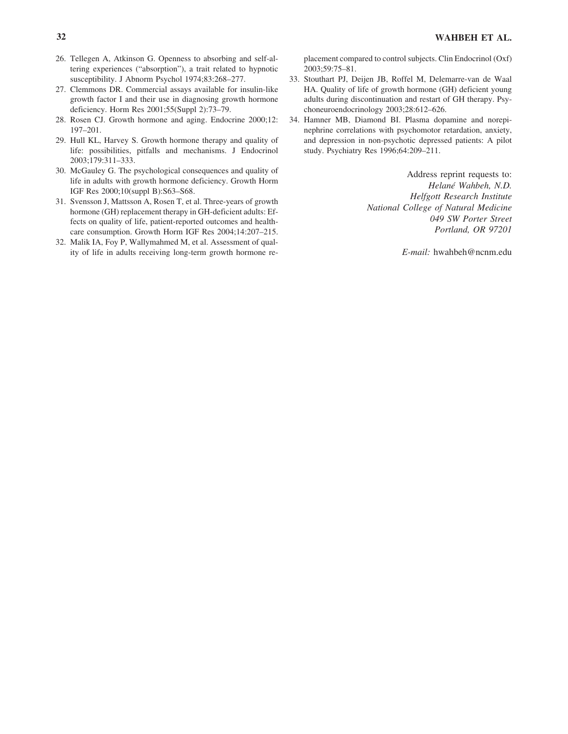26. Tellegen A, Atkinson G. Openness to absorbing and self-altering experiences ("absorption"), a trait related to hypnotic susceptibility. J Abnorm Psychol 1974;83:268–277.
27. Clemmons DR. Commercial assays available for insulin-like growth factor I and their use in diagnosing growth hormone deficiency. Horm Res 2001;55(Suppl 2):73–79.
28. Rosen CJ. Growth hormone and aging. Endocrine 2000;12: 197–201.
29. Hull KL, Harvey S. Growth hormone therapy and quality of life: possibilities, pitfalls and mechanisms. J Endocrinol 2003;179:311–333.
30. McGauley G. The psychological consequences and quality of life in adults with growth hormone deficiency. Growth Horm IGF Res 2000;10(suppl B):S63–S68.
31. Svensson J, Mattsson A, Rosen T, et al. Three-years of growth hormone (GH) replacement therapy in GH-deficient adults: Effects on quality of life, patient-reported outcomes and healthcare consumption. Growth Horm IGF Res 2004;14:207–215.
32. Malik IA, Foy P, Wallymahmed M, et al. Assessment of quality of life in adults receiving long-term growth hormone replacement compared to control subjects. Clin Endocrinol (Oxf) 2003;59:75–81.
33. Stouthart PJ, Deijen JB, Roffel M, Delemarre-van de Waal HA. Quality of life of growth hormone (GH) deficient young adults during discontinuation and restart of GH therapy. Psychoneuroendocrinology 2003;28:612–626.
34. Hamner MB, Diamond BI. Plasma dopamine and norepinephrine correlations with psychomotor retardation, anxiety, and depression in non-psychotic depressed patients: A pilot study. Psychiatry Res 1996;64:209–211.

Address reprint requests to:
*Helané Wahbeh, N.D.*
*Helfgott Research Institute*
*National College of Natural Medicine*
*049 SW Porter Street*
*Portland, OR 97201*

*E-mail:* hwahbeh@ncnm.edu